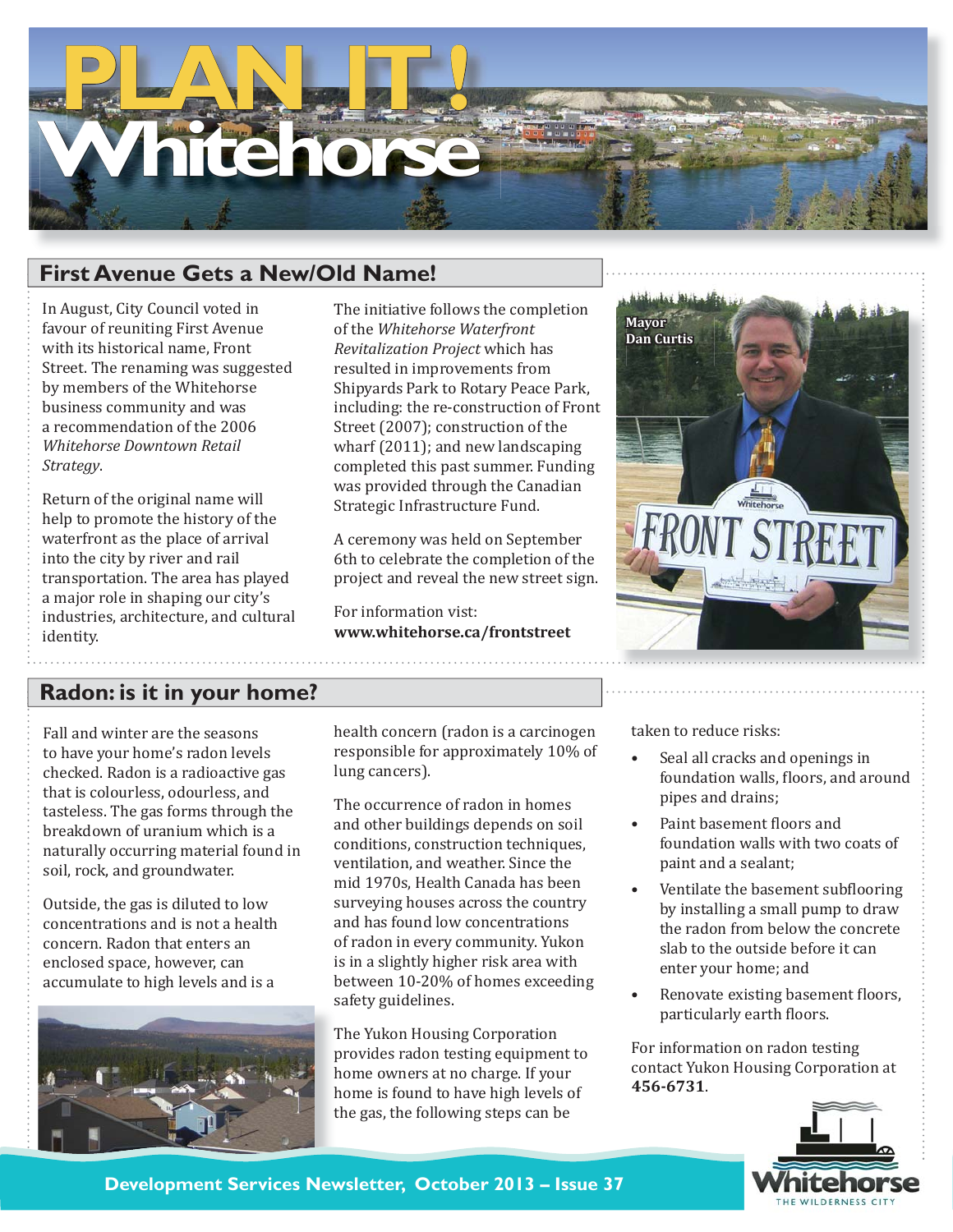# PLAN IT! Whitehorse

## First Avenue Gets a New/Old Name!

In August, City Council voted in favour of reuniting First Avenue with its historical name, Front Street. The renaming was suggested by members of the Whitehorse business community and was a recommendation of the 2006 *Whitehorse Downtown Retail Strategy*.

Return of the original name will help to promote the history of the waterfront as the place of arrival into the city by river and rail transportation. The area has played a major role in shaping our city's industries, architecture, and cultural identity.

The initiative follows the completion of the *Whitehorse Waterfront Revitalization Project* which has resulted in improvements from Shipyards Park to Rotary Peace Park, including: the re-construction of Front Street (2007); construction of the wharf (2011); and new landscaping completed this past summer. Funding was provided through the Canadian Strategic Infrastructure Fund.

A ceremony was held on September 6th to celebrate the completion of the project and reveal the new street sign.

For information vist:
**www.whitehorse.ca/frontstreet**

Mayor Dan Curtis

## Radon: is it in your home?

Fall and winter are the seasons to have your home's radon levels checked. Radon is a radioactive gas that is colourless, odourless, and tasteless. The gas forms through the breakdown of uranium which is a naturally occurring material found in soil, rock, and groundwater.

Outside, the gas is diluted to low concentrations and is not a health concern. Radon that enters an enclosed space, however, can accumulate to high levels and is a health concern (radon is a carcinogen responsible for approximately 10% of lung cancers).

The occurrence of radon in homes and other buildings depends on soil conditions, construction techniques, ventilation, and weather. Since the mid 1970s, Health Canada has been surveying houses across the country and has found low concentrations of radon in every community. Yukon is in a slightly higher risk area with between 10-20% of homes exceeding safety guidelines.

The Yukon Housing Corporation provides radon testing equipment to home owners at no charge. If your home is found to have high levels of the gas, the following steps can be taken to reduce risks:

- Seal all cracks and openings in foundation walls, floors, and around pipes and drains;
- Paint basement floors and foundation walls with two coats of paint and a sealant;
- Ventilate the basement subflooring by installing a small pump to draw the radon from below the concrete slab to the outside before it can enter your home; and
- Renovate existing basement floors, particularly earth floors.

For information on radon testing contact Yukon Housing Corporation at **456-6731**.

Development Services Newsletter, October 2013 – Issue 37

Whitehorse
THE WILDERNESS CITY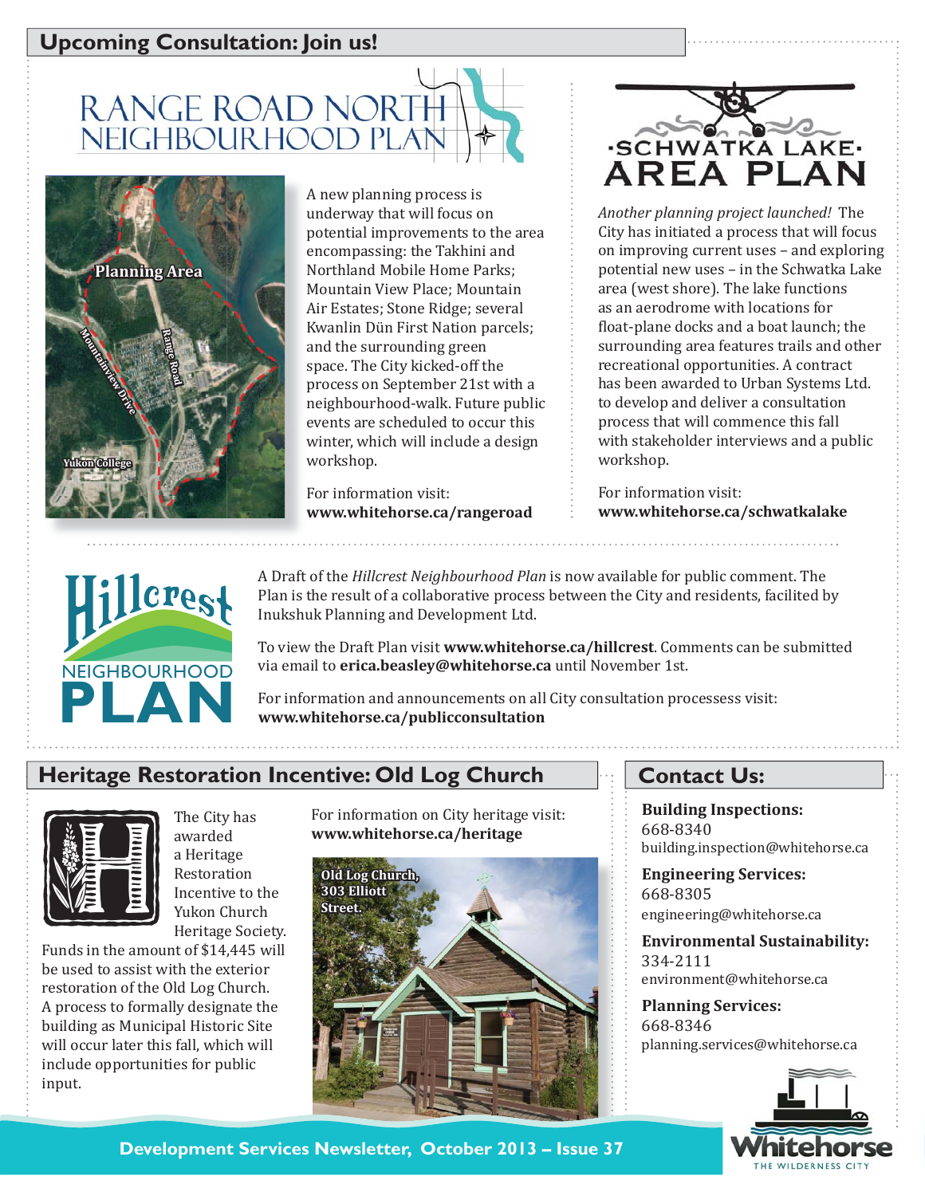## Upcoming Consultation: Join us!

### RANGE ROAD NORTH NEIGHBOURHOOD PLAN

Planning Area

Mountainview Drive

Range Road

Yukon College

A new planning process is underway that will focus on potential improvements to the area encompassing: the Takhini and Northland Mobile Home Parks; Mountain View Place; Mountain Air Estates; Stone Ridge; several Kwanlin Dün First Nation parcels; and the surrounding green space. The City kicked-off the process on September 21st with a neighbourhood-walk. Future public events are scheduled to occur this winter, which will include a design workshop.

For information visit:
**www.whitehorse.ca/rangeroad**

### SCHWATKA LAKE AREA PLAN

*Another planning project launched!* The City has initiated a process that will focus on improving current uses – and exploring potential new uses – in the Schwatka Lake area (west shore). The lake functions as an aerodrome with locations for float-plane docks and a boat launch; the surrounding area features trails and other recreational opportunities. A contract has been awarded to Urban Systems Ltd. to develop and deliver a consultation process that will commence this fall with stakeholder interviews and a public workshop.

For information visit:
**www.whitehorse.ca/schwatkalake**

### Hillcrest NEIGHBOURHOOD PLAN

A Draft of the *Hillcrest Neighbourhood Plan* is now available for public comment. The Plan is the result of a collaborative process between the City and residents, facilited by Inukshuk Planning and Development Ltd.

To view the Draft Plan visit **www.whitehorse.ca/hillcrest**. Comments can be submitted via email to **erica.beasley@whitehorse.ca** until November 1st.

For information and announcements on all City consultation processess visit:
**www.whitehorse.ca/publicconsultation**

## Heritage Restoration Incentive: Old Log Church

The City has awarded a Heritage Restoration Incentive to the Yukon Church Heritage Society. Funds in the amount of $14,445 will be used to assist with the exterior restoration of the Old Log Church. A process to formally designate the building as Municipal Historic Site will occur later this fall, which will include opportunities for public input.

For information on City heritage visit:
**www.whitehorse.ca/heritage**

Old Log Church, 303 Elliott Street.

## Contact Us:

**Building Inspections:**
668-8340
building.inspection@whitehorse.ca

**Engineering Services:**
668-8305
engineering@whitehorse.ca

**Environmental Sustainability:**
334-2111
environment@whitehorse.ca

**Planning Services:**
668-8346
planning.services@whitehorse.ca

Whitehorse
THE WILDERNESS CITY